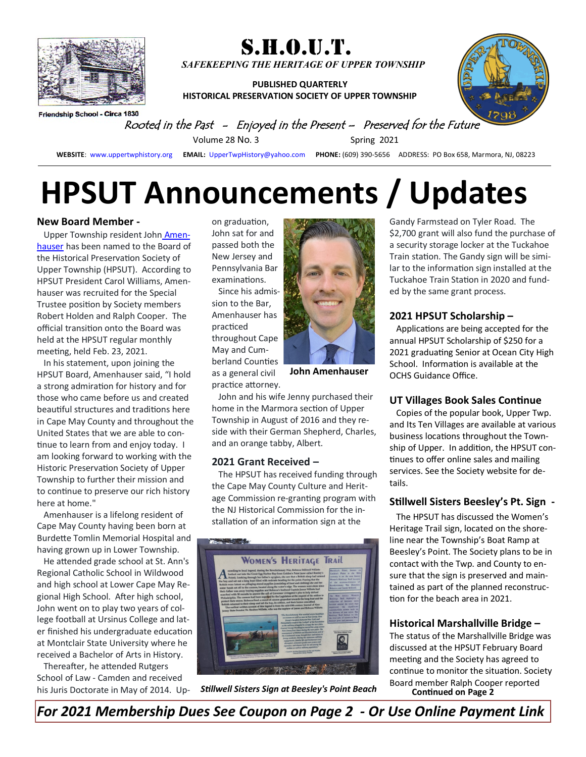# S.H.O.U.T.

*SAFEKEEPING THE HERITAGE OF UPPER TOWNSHIP*

**PUBLISHED QUARTERLY**
**HISTORICAL PRESERVATION SOCIETY OF UPPER TOWNSHIP**

Friendship School - Circa 1830

*Rooted in the Past – Enjoyed in the Present – Preserved for the Future*

Volume 28 No. 3 Spring 2021

**WEBSITE**: www.uppertwphistory.org **EMAIL:** UpperTwpHistory@yahoo.com **PHONE:** (609) 390-5656 ADDRESS: PO Box 658, Marmora, NJ, 08223

# HPSUT Announcements / Updates

### New Board Member -

Upper Township resident John Amenhauser has been named to the Board of the Historical Preservation Society of Upper Township (HPSUT). According to HPSUT President Carol Williams, Amenhauser was recruited for the Special Trustee position by Society members Robert Holden and Ralph Cooper. The official transition onto the Board was held at the HPSUT regular monthly meeting, held Feb. 23, 2021.

In his statement, upon joining the HPSUT Board, Amenhauser said, "I hold a strong admiration for history and for those who came before us and created beautiful structures and traditions here in Cape May County and throughout the United States that we are able to continue to learn from and enjoy today. I am looking forward to working with the Historic Preservation Society of Upper Township to further their mission and to continue to preserve our rich history here at home."

Amenhauser is a lifelong resident of Cape May County having been born at Burdette Tomlin Memorial Hospital and having grown up in Lower Township.

He attended grade school at St. Ann's Regional Catholic School in Wildwood and high school at Lower Cape May Regional High School. After high school, John went on to play two years of college football at Ursinus College and later finished his undergraduate education at Montclair State University where he received a Bachelor of Arts in History.

Thereafter, he attended Rutgers School of Law - Camden and received his Juris Doctorate in May of 2014. Upon graduation, John sat for and passed both the New Jersey and Pennsylvania Bar examinations.

Since his admission to the Bar, Amenhauser has practiced throughout Cape May and Cumberland Counties as a general civil practice attorney.

**John Amenhauser**

John and his wife Jenny purchased their home in the Marmora section of Upper Township in August of 2016 and they reside with their German Shepherd, Charles, and an orange tabby, Albert.

### 2021 Grant Received –

The HPSUT has received funding through the Cape May County Culture and Heritage Commission re-granting program with the NJ Historical Commission for the installation of an information sign at the Gandy Farmstead on Tyler Road. The $2,700 grant will also fund the purchase of a security storage locker at the Tuckahoe Train station. The Gandy sign will be similar to the information sign installed at the Tuckahoe Train Station in 2020 and funded by the same grant process.

*Stillwell Sisters Sign at Beesley's Point Beach*

### 2021 HPSUT Scholarship –

Applications are being accepted for the annual HPSUT Scholarship of $250 for a 2021 graduating Senior at Ocean City High School. Information is available at the OCHS Guidance Office.

### UT Villages Book Sales Continue

Copies of the popular book, Upper Twp. and Its Ten Villages are available at various business locations throughout the Township of Upper. In addition, the HPSUT continues to offer online sales and mailing services. See the Society website for details.

### Stillwell Sisters Beesley's Pt. Sign -

The HPSUT has discussed the Women's Heritage Trail sign, located on the shoreline near the Township's Boat Ramp at Beesley's Point. The Society plans to be in contact with the Twp. and County to ensure that the sign is preserved and maintained as part of the planned reconstruction for the beach area in 2021.

### Historical Marshallville Bridge –

The status of the Marshallville Bridge was discussed at the HPSUT February Board meeting and the Society has agreed to continue to monitor the situation. Society Board member Ralph Cooper reported

**Continued on Page 2**

***For 2021 Membership Dues See Coupon on Page 2 - Or Use Online Payment Link***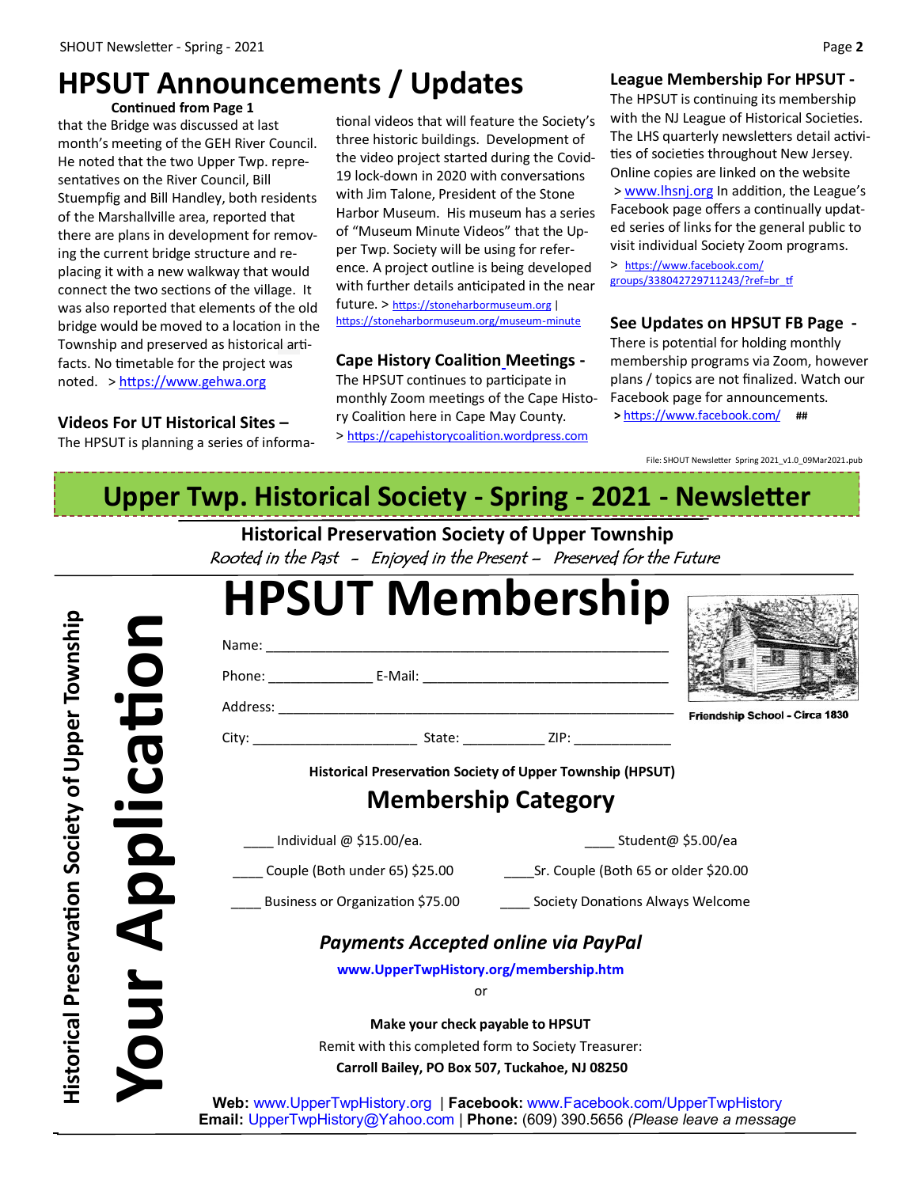# HPSUT Announcements / Updates

**Continued from Page 1**

that the Bridge was discussed at last month's meeting of the GEH River Council. He noted that the two Upper Twp. representatives on the River Council, Bill Stuempfig and Bill Handley, both residents of the Marshallville area, reported that there are plans in development for removing the current bridge structure and replacing it with a new walkway that would connect the two sections of the village. It was also reported that elements of the old bridge would be moved to a location in the Township and preserved as historical artifacts. No timetable for the project was noted. > https://www.gehwa.org

### Videos For UT Historical Sites –

The HPSUT is planning a series of informational videos that will feature the Society's three historic buildings. Development of the video project started during the Covid-19 lock-down in 2020 with conversations with Jim Talone, President of the Stone Harbor Museum. His museum has a series of "Museum Minute Videos" that the Upper Twp. Society will be using for reference. A project outline is being developed with further details anticipated in the near future. > https://stoneharbormuseum.org | https://stoneharbormuseum.org/museum-minute

### Cape History Coalition Meetings -

The HPSUT continues to participate in monthly Zoom meetings of the Cape History Coalition here in Cape May County.
> https://capehistorycoalition.wordpress.com

### League Membership For HPSUT -

The HPSUT is continuing its membership with the NJ League of Historical Societies. The LHS quarterly newsletters detail activities of societies throughout New Jersey. Online copies are linked on the website > www.lhsnj.org In addition, the League's Facebook page offers a continually updated series of links for the general public to visit individual Society Zoom programs.
> https://www.facebook.com/groups/338042729711243/?ref=br_tf

### See Updates on HPSUT FB Page -

There is potential for holding monthly membership programs via Zoom, however plans / topics are not finalized. Watch our Facebook page for announcements.
> https://www.facebook.com/ ##

File: SHOUT Newsletter Spring 2021_v1.0_09Mar2021.pub

## Upper Twp. Historical Society - Spring - 2021 - Newsletter

**Historical Preservation Society of Upper Township**

*Rooted in the Past – Enjoyed in the Present – Preserved for the Future*

**Historical Preservation Society of Upper Township**

**Your Application**

# HPSUT Membership

Name: ____________________________________________

Phone: _____________ E-Mail: ___________________________

Address: __________________________________________

City: ____________________ State: __________ ZIP: ____________

Friendship School - Circa 1830

**Historical Preservation Society of Upper Township (HPSUT)**

## Membership Category

____ Individual @ $15.00/ea. ____ Student@ $5.00/ea

____ Couple (Both under 65) $25.00 ____Sr. Couple (Both 65 or older $20.00

____ Business or Organization $75.00 ____ Society Donations Always Welcome

***Payments Accepted online via PayPal***

**www.UpperTwpHistory.org/membership.htm**

or

**Make your check payable to HPSUT**

Remit with this completed form to Society Treasurer:

**Carroll Bailey, PO Box 507, Tuckahoe, NJ 08250**

**Web:** www.UpperTwpHistory.org | **Facebook:** www.Facebook.com/UpperTwpHistory
**Email:** UpperTwpHistory@Yahoo.com | **Phone:** (609) 390.5656 *(Please leave a message*